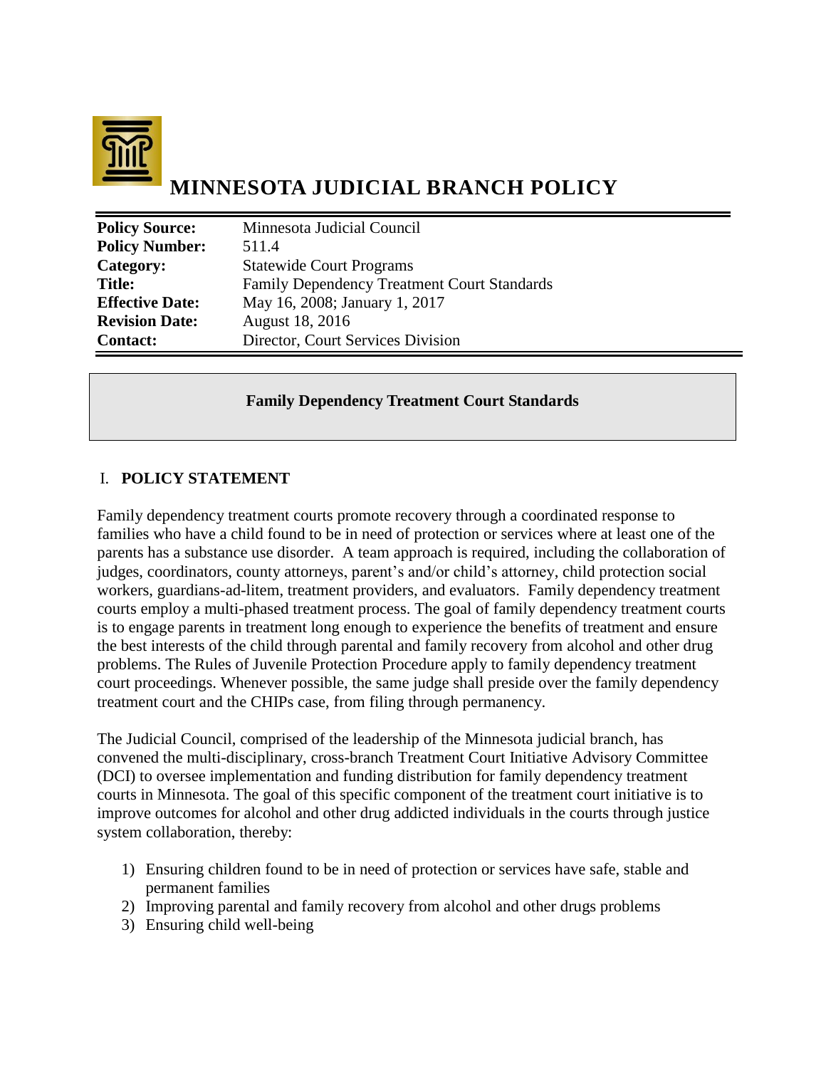# MINNESOTA JUDICIAL BRANCH POLICY

| | |
|---|---|
| **Policy Source:** | Minnesota Judicial Council |
| **Policy Number:** | 511.4 |
| **Category:** | Statewide Court Programs |
| **Title:** | Family Dependency Treatment Court Standards |
| **Effective Date:** | May 16, 2008; January 1, 2017 |
| **Revision Date:** | August 18, 2016 |
| **Contact:** | Director, Court Services Division |

**Family Dependency Treatment Court Standards**

## I. POLICY STATEMENT

Family dependency treatment courts promote recovery through a coordinated response to families who have a child found to be in need of protection or services where at least one of the parents has a substance use disorder. A team approach is required, including the collaboration of judges, coordinators, county attorneys, parent's and/or child's attorney, child protection social workers, guardians-ad-litem, treatment providers, and evaluators. Family dependency treatment courts employ a multi-phased treatment process. The goal of family dependency treatment courts is to engage parents in treatment long enough to experience the benefits of treatment and ensure the best interests of the child through parental and family recovery from alcohol and other drug problems. The Rules of Juvenile Protection Procedure apply to family dependency treatment court proceedings. Whenever possible, the same judge shall preside over the family dependency treatment court and the CHIPs case, from filing through permanency.

The Judicial Council, comprised of the leadership of the Minnesota judicial branch, has convened the multi-disciplinary, cross-branch Treatment Court Initiative Advisory Committee (DCI) to oversee implementation and funding distribution for family dependency treatment courts in Minnesota. The goal of this specific component of the treatment court initiative is to improve outcomes for alcohol and other drug addicted individuals in the courts through justice system collaboration, thereby:

1) Ensuring children found to be in need of protection or services have safe, stable and permanent families
2) Improving parental and family recovery from alcohol and other drugs problems
3) Ensuring child well-being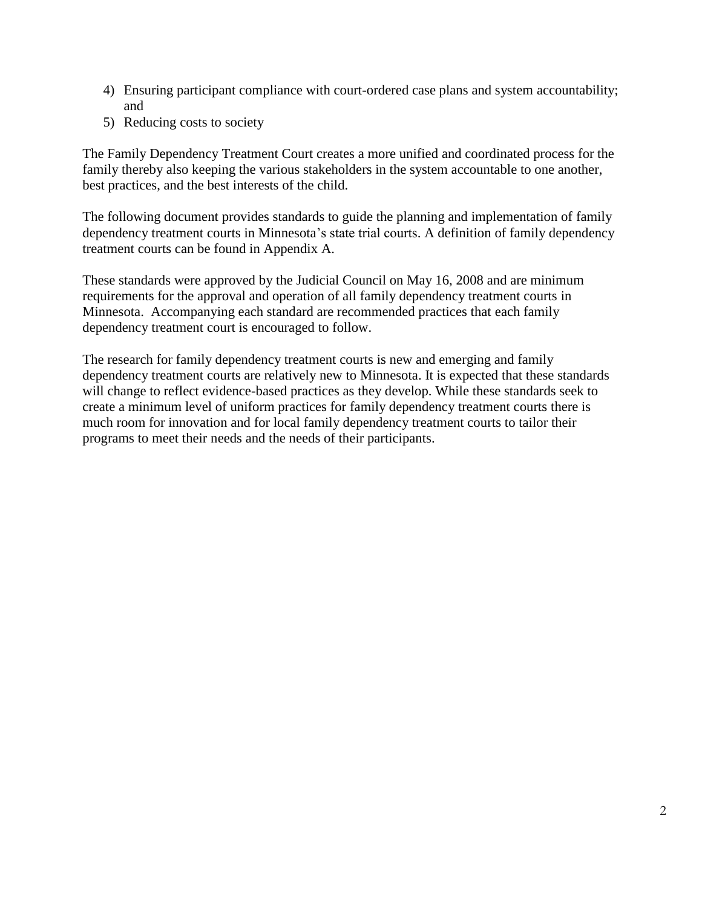4) Ensuring participant compliance with court-ordered case plans and system accountability; and
5) Reducing costs to society

The Family Dependency Treatment Court creates a more unified and coordinated process for the family thereby also keeping the various stakeholders in the system accountable to one another, best practices, and the best interests of the child.

The following document provides standards to guide the planning and implementation of family dependency treatment courts in Minnesota's state trial courts. A definition of family dependency treatment courts can be found in Appendix A.

These standards were approved by the Judicial Council on May 16, 2008 and are minimum requirements for the approval and operation of all family dependency treatment courts in Minnesota. Accompanying each standard are recommended practices that each family dependency treatment court is encouraged to follow.

The research for family dependency treatment courts is new and emerging and family dependency treatment courts are relatively new to Minnesota. It is expected that these standards will change to reflect evidence-based practices as they develop. While these standards seek to create a minimum level of uniform practices for family dependency treatment courts there is much room for innovation and for local family dependency treatment courts to tailor their programs to meet their needs and the needs of their participants.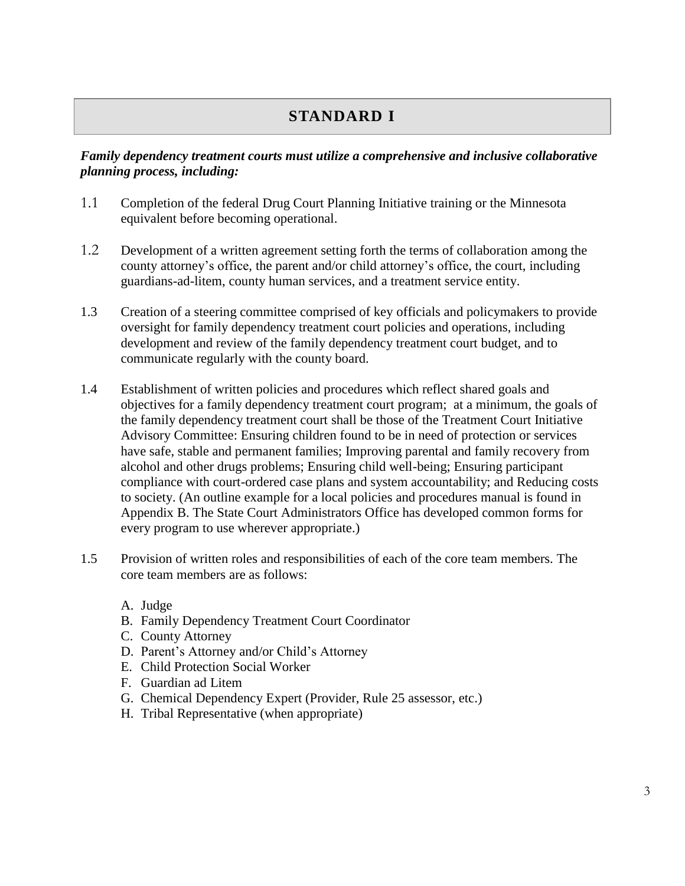# STANDARD I

***Family dependency treatment courts must utilize a comprehensive and inclusive collaborative planning process, including:***

1.1 Completion of the federal Drug Court Planning Initiative training or the Minnesota equivalent before becoming operational.

1.2 Development of a written agreement setting forth the terms of collaboration among the county attorney's office, the parent and/or child attorney's office, the court, including guardians-ad-litem, county human services, and a treatment service entity.

1.3 Creation of a steering committee comprised of key officials and policymakers to provide oversight for family dependency treatment court policies and operations, including development and review of the family dependency treatment court budget, and to communicate regularly with the county board.

1.4 Establishment of written policies and procedures which reflect shared goals and objectives for a family dependency treatment court program; at a minimum, the goals of the family dependency treatment court shall be those of the Treatment Court Initiative Advisory Committee: Ensuring children found to be in need of protection or services have safe, stable and permanent families; Improving parental and family recovery from alcohol and other drugs problems; Ensuring child well-being; Ensuring participant compliance with court-ordered case plans and system accountability; and Reducing costs to society. (An outline example for a local policies and procedures manual is found in Appendix B. The State Court Administrators Office has developed common forms for every program to use wherever appropriate.)

1.5 Provision of written roles and responsibilities of each of the core team members. The core team members are as follows:

A. Judge
B. Family Dependency Treatment Court Coordinator
C. County Attorney
D. Parent's Attorney and/or Child's Attorney
E. Child Protection Social Worker
F. Guardian ad Litem
G. Chemical Dependency Expert (Provider, Rule 25 assessor, etc.)
H. Tribal Representative (when appropriate)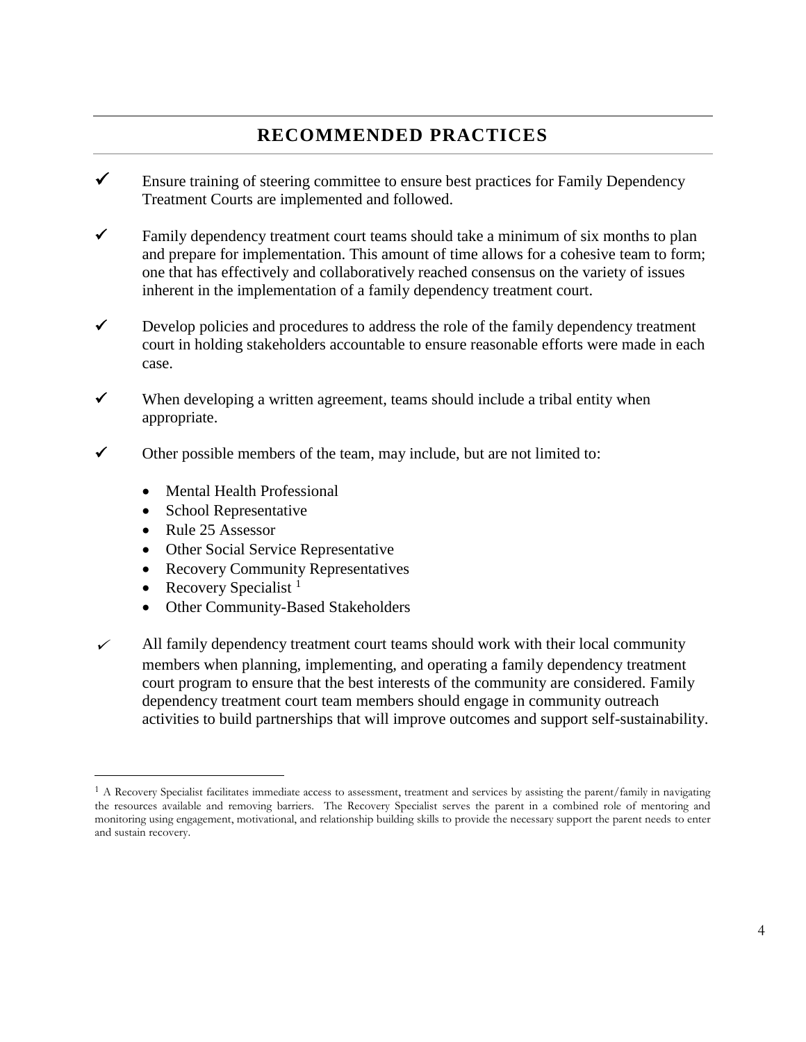## RECOMMENDED PRACTICES

✓ Ensure training of steering committee to ensure best practices for Family Dependency Treatment Courts are implemented and followed.

✓ Family dependency treatment court teams should take a minimum of six months to plan and prepare for implementation. This amount of time allows for a cohesive team to form; one that has effectively and collaboratively reached consensus on the variety of issues inherent in the implementation of a family dependency treatment court.

✓ Develop policies and procedures to address the role of the family dependency treatment court in holding stakeholders accountable to ensure reasonable efforts were made in each case.

✓ When developing a written agreement, teams should include a tribal entity when appropriate.

✓ Other possible members of the team, may include, but are not limited to:

- Mental Health Professional
- School Representative
- Rule 25 Assessor
- Other Social Service Representative
- Recovery Community Representatives
- Recovery Specialist [1]
- Other Community-Based Stakeholders

✓ All family dependency treatment court teams should work with their local community members when planning, implementing, and operating a family dependency treatment court program to ensure that the best interests of the community are considered. Family dependency treatment court team members should engage in community outreach activities to build partnerships that will improve outcomes and support self-sustainability.

---

[1] A Recovery Specialist facilitates immediate access to assessment, treatment and services by assisting the parent/family in navigating the resources available and removing barriers. The Recovery Specialist serves the parent in a combined role of mentoring and monitoring using engagement, motivational, and relationship building skills to provide the necessary support the parent needs to enter and sustain recovery.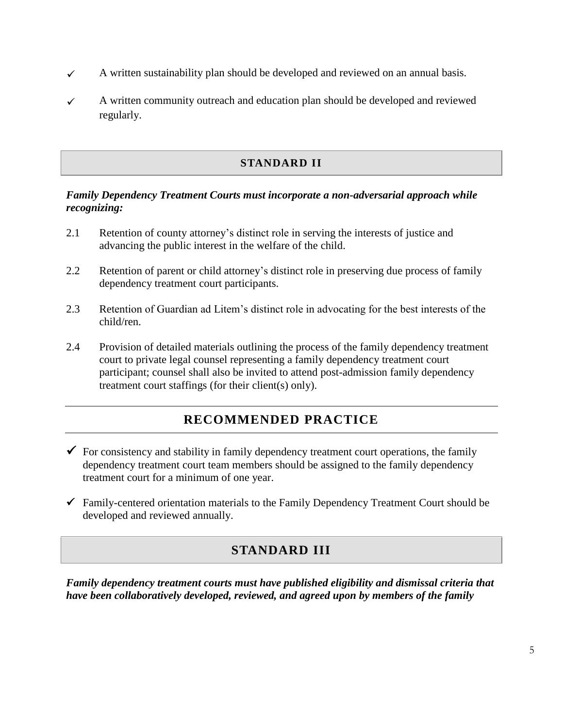- ✓ A written sustainability plan should be developed and reviewed on an annual basis.
- ✓ A written community outreach and education plan should be developed and reviewed regularly.

## STANDARD II

***Family Dependency Treatment Courts must incorporate a non-adversarial approach while recognizing:***

2.1 Retention of county attorney's distinct role in serving the interests of justice and advancing the public interest in the welfare of the child.

2.2 Retention of parent or child attorney's distinct role in preserving due process of family dependency treatment court participants.

2.3 Retention of Guardian ad Litem's distinct role in advocating for the best interests of the child/ren.

2.4 Provision of detailed materials outlining the process of the family dependency treatment court to private legal counsel representing a family dependency treatment court participant; counsel shall also be invited to attend post-admission family dependency treatment court staffings (for their client(s) only).

## RECOMMENDED PRACTICE

- ✓ For consistency and stability in family dependency treatment court operations, the family dependency treatment court team members should be assigned to the family dependency treatment court for a minimum of one year.
- ✓ Family-centered orientation materials to the Family Dependency Treatment Court should be developed and reviewed annually.

## STANDARD III

***Family dependency treatment courts must have published eligibility and dismissal criteria that have been collaboratively developed, reviewed, and agreed upon by members of the family***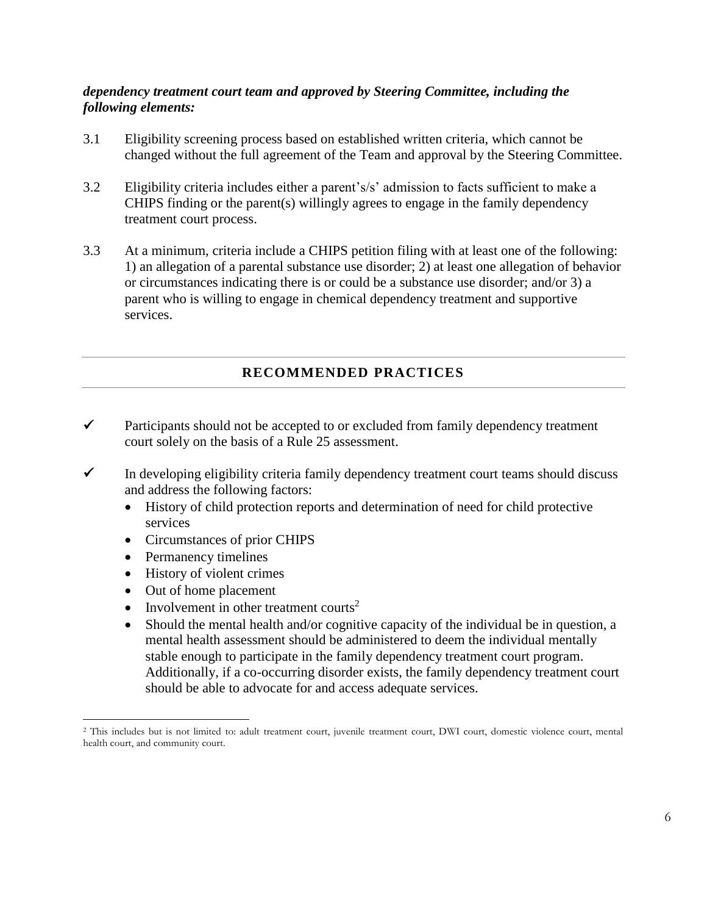***dependency treatment court team and approved by Steering Committee, including the following elements:***

3.1 Eligibility screening process based on established written criteria, which cannot be changed without the full agreement of the Team and approval by the Steering Committee.

3.2 Eligibility criteria includes either a parent's/s/s' admission to facts sufficient to make a CHIPS finding or the parent(s) willingly agrees to engage in the family dependency treatment court process.

3.3 At a minimum, criteria include a CHIPS petition filing with at least one of the following: 1) an allegation of a parental substance use disorder; 2) at least one allegation of behavior or circumstances indicating there is or could be a substance use disorder; and/or 3) a parent who is willing to engage in chemical dependency treatment and supportive services.

---

## RECOMMENDED PRACTICES

---

✓ Participants should not be accepted to or excluded from family dependency treatment court solely on the basis of a Rule 25 assessment.

✓ In developing eligibility criteria family dependency treatment court teams should discuss and address the following factors:

- History of child protection reports and determination of need for child protective services
- Circumstances of prior CHIPS
- Permanency timelines
- History of violent crimes
- Out of home placement
- Involvement in other treatment courts[2]
- Should the mental health and/or cognitive capacity of the individual be in question, a mental health assessment should be administered to deem the individual mentally stable enough to participate in the family dependency treatment court program. Additionally, if a co-occurring disorder exists, the family dependency treatment court should be able to advocate for and access adequate services.

[2] This includes but is not limited to: adult treatment court, juvenile treatment court, DWI court, domestic violence court, mental health court, and community court.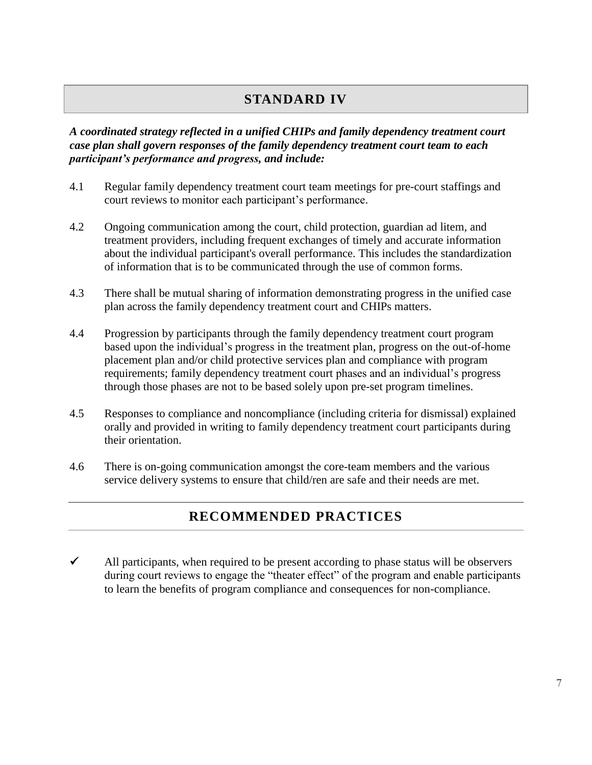## STANDARD IV

***A coordinated strategy reflected in a unified CHIPs and family dependency treatment court case plan shall govern responses of the family dependency treatment court team to each participant's performance and progress, and include:***

4.1 Regular family dependency treatment court team meetings for pre-court staffings and court reviews to monitor each participant's performance.

4.2 Ongoing communication among the court, child protection, guardian ad litem, and treatment providers, including frequent exchanges of timely and accurate information about the individual participant's overall performance. This includes the standardization of information that is to be communicated through the use of common forms.

4.3 There shall be mutual sharing of information demonstrating progress in the unified case plan across the family dependency treatment court and CHIPs matters.

4.4 Progression by participants through the family dependency treatment court program based upon the individual's progress in the treatment plan, progress on the out-of-home placement plan and/or child protective services plan and compliance with program requirements; family dependency treatment court phases and an individual's progress through those phases are not to be based solely upon pre-set program timelines.

4.5 Responses to compliance and noncompliance (including criteria for dismissal) explained orally and provided in writing to family dependency treatment court participants during their orientation.

4.6 There is on-going communication amongst the core-team members and the various service delivery systems to ensure that child/ren are safe and their needs are met.

## RECOMMENDED PRACTICES

- ✓ All participants, when required to be present according to phase status will be observers during court reviews to engage the "theater effect" of the program and enable participants to learn the benefits of program compliance and consequences for non-compliance.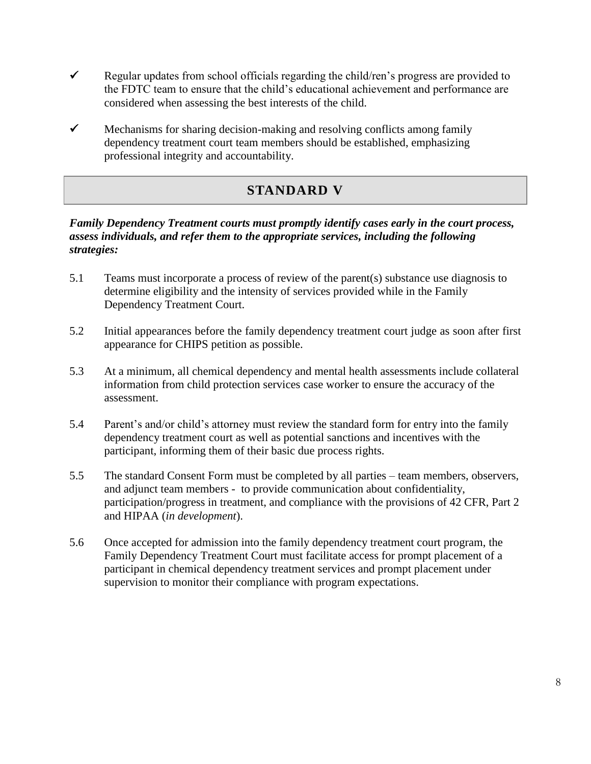- ✓ Regular updates from school officials regarding the child/ren's progress are provided to the FDTC team to ensure that the child's educational achievement and performance are considered when assessing the best interests of the child.

- ✓ Mechanisms for sharing decision-making and resolving conflicts among family dependency treatment court team members should be established, emphasizing professional integrity and accountability.

## STANDARD V

***Family Dependency Treatment courts must promptly identify cases early in the court process, assess individuals, and refer them to the appropriate services, including the following strategies:***

5.1 Teams must incorporate a process of review of the parent(s) substance use diagnosis to determine eligibility and the intensity of services provided while in the Family Dependency Treatment Court.

5.2 Initial appearances before the family dependency treatment court judge as soon after first appearance for CHIPS petition as possible.

5.3 At a minimum, all chemical dependency and mental health assessments include collateral information from child protection services case worker to ensure the accuracy of the assessment.

5.4 Parent's and/or child's attorney must review the standard form for entry into the family dependency treatment court as well as potential sanctions and incentives with the participant, informing them of their basic due process rights.

5.5 The standard Consent Form must be completed by all parties – team members, observers, and adjunct team members - to provide communication about confidentiality, participation/progress in treatment, and compliance with the provisions of 42 CFR, Part 2 and HIPAA (*in development*).

5.6 Once accepted for admission into the family dependency treatment court program, the Family Dependency Treatment Court must facilitate access for prompt placement of a participant in chemical dependency treatment services and prompt placement under supervision to monitor their compliance with program expectations.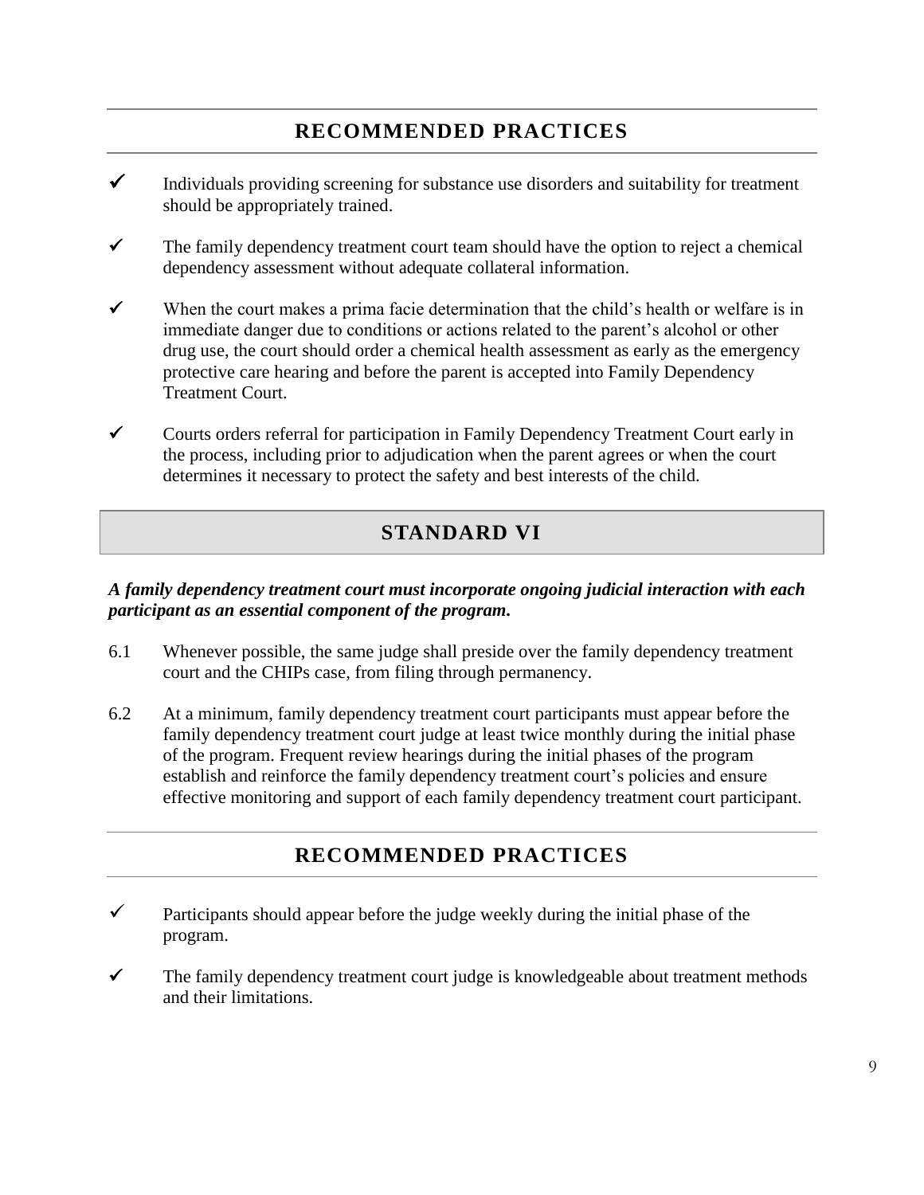## RECOMMENDED PRACTICES

- ✓ Individuals providing screening for substance use disorders and suitability for treatment should be appropriately trained.
- ✓ The family dependency treatment court team should have the option to reject a chemical dependency assessment without adequate collateral information.
- ✓ When the court makes a prima facie determination that the child's health or welfare is in immediate danger due to conditions or actions related to the parent's alcohol or other drug use, the court should order a chemical health assessment as early as the emergency protective care hearing and before the parent is accepted into Family Dependency Treatment Court.
- ✓ Courts orders referral for participation in Family Dependency Treatment Court early in the process, including prior to adjudication when the parent agrees or when the court determines it necessary to protect the safety and best interests of the child.

## STANDARD VI

***A family dependency treatment court must incorporate ongoing judicial interaction with each participant as an essential component of the program.***

6.1 Whenever possible, the same judge shall preside over the family dependency treatment court and the CHIPs case, from filing through permanency.

6.2 At a minimum, family dependency treatment court participants must appear before the family dependency treatment court judge at least twice monthly during the initial phase of the program. Frequent review hearings during the initial phases of the program establish and reinforce the family dependency treatment court's policies and ensure effective monitoring and support of each family dependency treatment court participant.

## RECOMMENDED PRACTICES

- ✓ Participants should appear before the judge weekly during the initial phase of the program.
- ✓ The family dependency treatment court judge is knowledgeable about treatment methods and their limitations.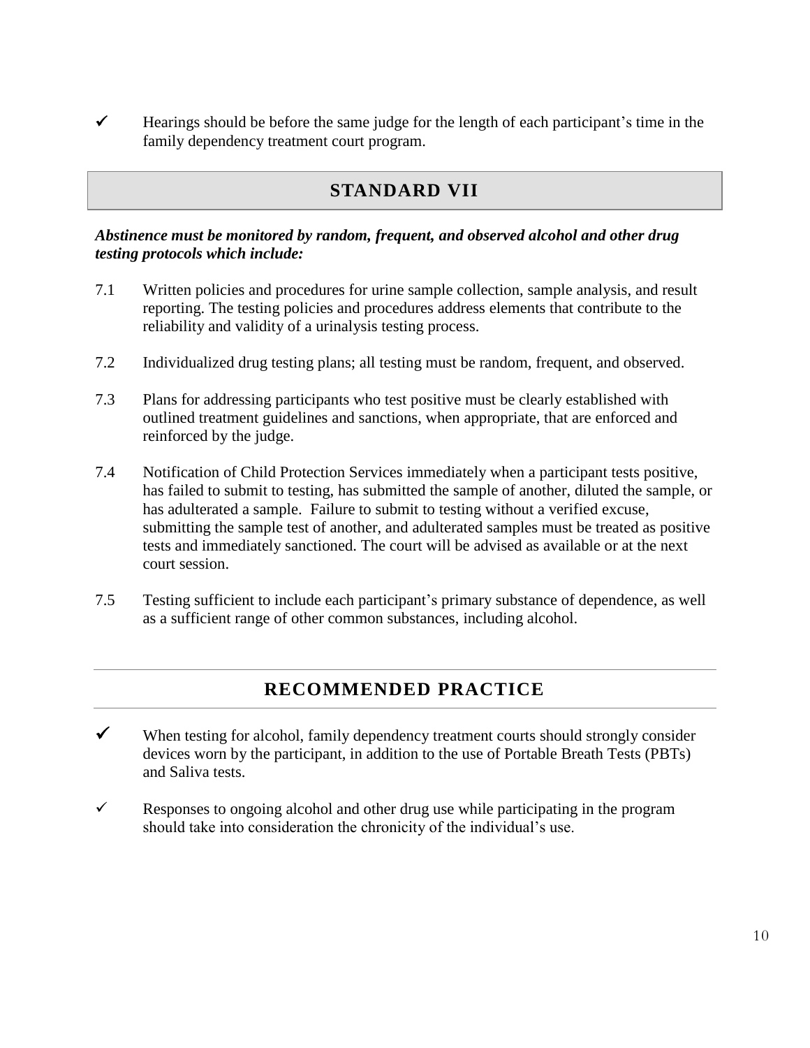- ✓ Hearings should be before the same judge for the length of each participant's time in the family dependency treatment court program.

## STANDARD VII

***Abstinence must be monitored by random, frequent, and observed alcohol and other drug testing protocols which include:***

7.1 Written policies and procedures for urine sample collection, sample analysis, and result reporting. The testing policies and procedures address elements that contribute to the reliability and validity of a urinalysis testing process.

7.2 Individualized drug testing plans; all testing must be random, frequent, and observed.

7.3 Plans for addressing participants who test positive must be clearly established with outlined treatment guidelines and sanctions, when appropriate, that are enforced and reinforced by the judge.

7.4 Notification of Child Protection Services immediately when a participant tests positive, has failed to submit to testing, has submitted the sample of another, diluted the sample, or has adulterated a sample. Failure to submit to testing without a verified excuse, submitting the sample test of another, and adulterated samples must be treated as positive tests and immediately sanctioned. The court will be advised as available or at the next court session.

7.5 Testing sufficient to include each participant's primary substance of dependence, as well as a sufficient range of other common substances, including alcohol.

## RECOMMENDED PRACTICE

- ✓ When testing for alcohol, family dependency treatment courts should strongly consider devices worn by the participant, in addition to the use of Portable Breath Tests (PBTs) and Saliva tests.
- ✓ Responses to ongoing alcohol and other drug use while participating in the program should take into consideration the chronicity of the individual's use.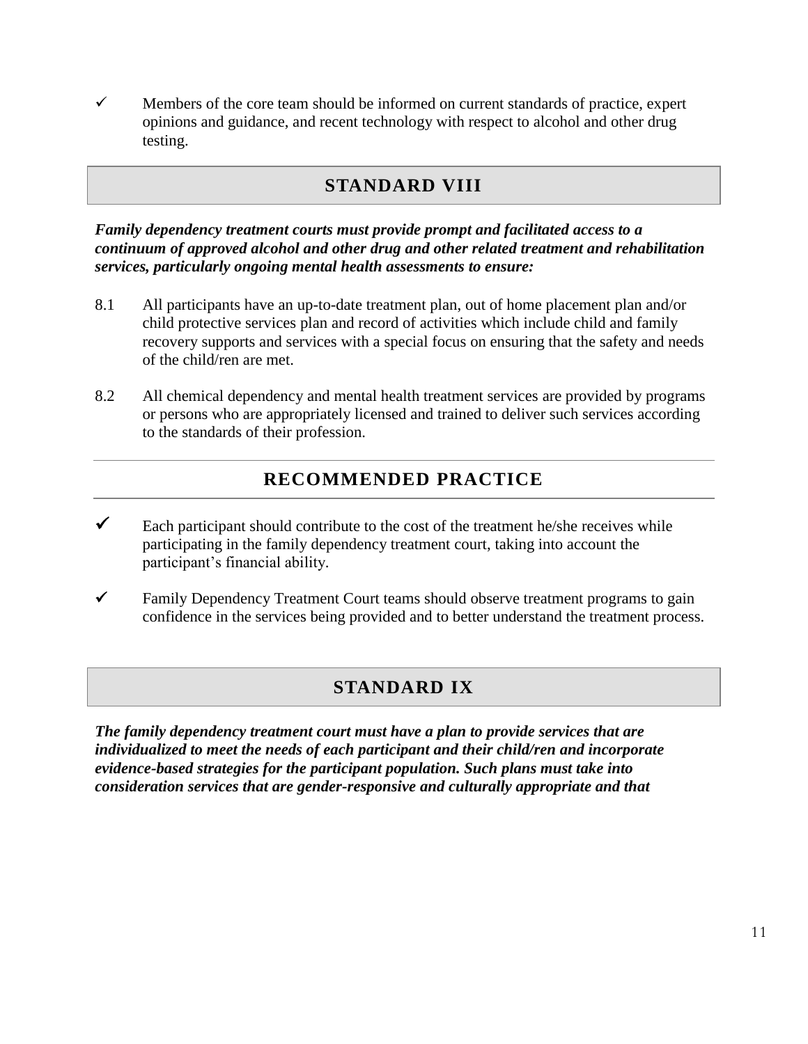- ✓ Members of the core team should be informed on current standards of practice, expert opinions and guidance, and recent technology with respect to alcohol and other drug testing.

## STANDARD VIII

***Family dependency treatment courts must provide prompt and facilitated access to a continuum of approved alcohol and other drug and other related treatment and rehabilitation services, particularly ongoing mental health assessments to ensure:***

8.1 All participants have an up-to-date treatment plan, out of home placement plan and/or child protective services plan and record of activities which include child and family recovery supports and services with a special focus on ensuring that the safety and needs of the child/ren are met.

8.2 All chemical dependency and mental health treatment services are provided by programs or persons who are appropriately licensed and trained to deliver such services according to the standards of their profession.

## RECOMMENDED PRACTICE

- ✓ Each participant should contribute to the cost of the treatment he/she receives while participating in the family dependency treatment court, taking into account the participant's financial ability.
- ✓ Family Dependency Treatment Court teams should observe treatment programs to gain confidence in the services being provided and to better understand the treatment process.

## STANDARD IX

***The family dependency treatment court must have a plan to provide services that are individualized to meet the needs of each participant and their child/ren and incorporate evidence-based strategies for the participant population. Such plans must take into consideration services that are gender-responsive and culturally appropriate and that***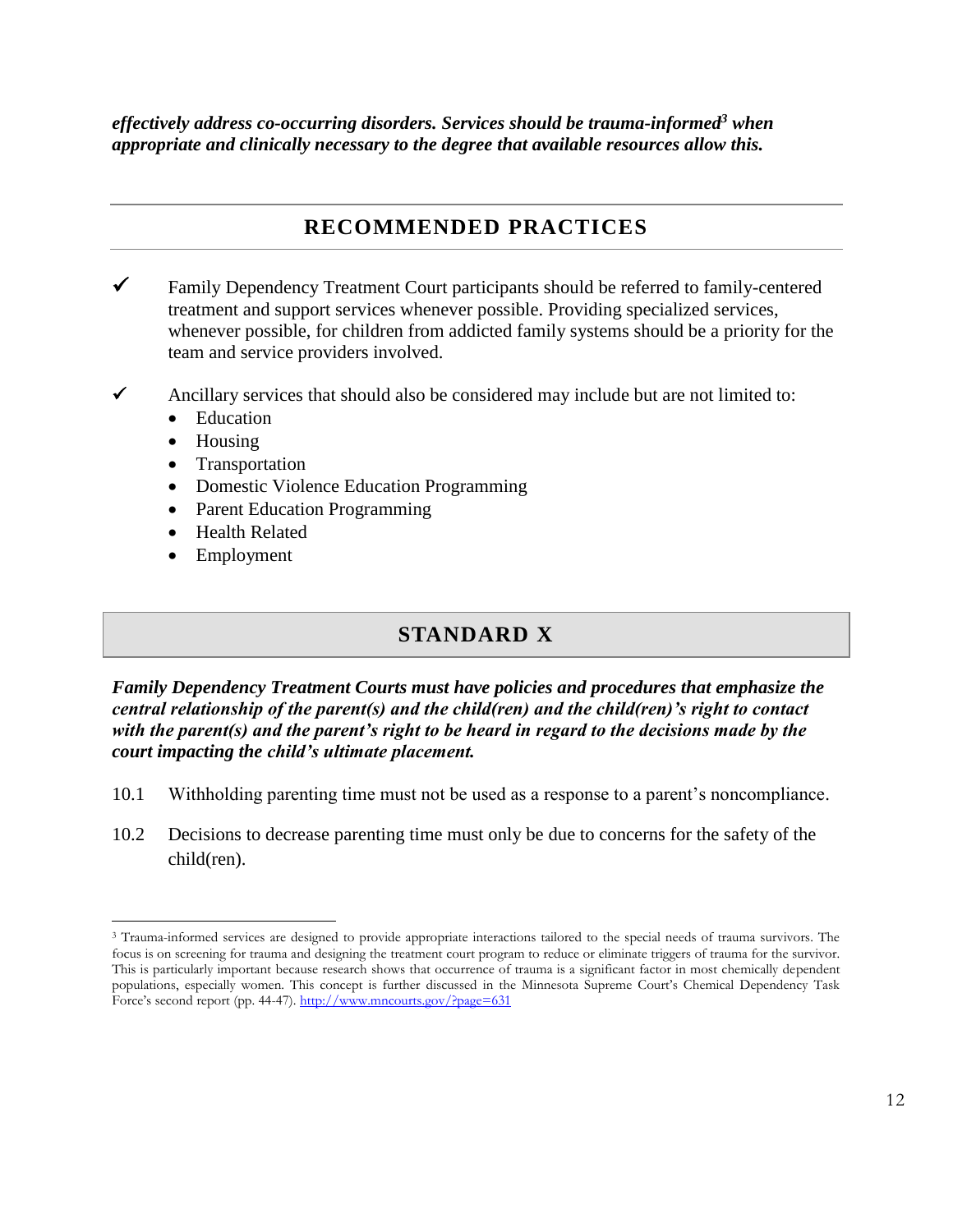***effectively address co-occurring disorders. Services should be trauma-informed[3] when appropriate and clinically necessary to the degree that available resources allow this.***

## RECOMMENDED PRACTICES

✓ Family Dependency Treatment Court participants should be referred to family-centered treatment and support services whenever possible. Providing specialized services, whenever possible, for children from addicted family systems should be a priority for the team and service providers involved.

✓ Ancillary services that should also be considered may include but are not limited to:
- Education
- Housing
- Transportation
- Domestic Violence Education Programming
- Parent Education Programming
- Health Related
- Employment

## STANDARD X

***Family Dependency Treatment Courts must have policies and procedures that emphasize the central relationship of the parent(s) and the child(ren) and the child(ren)'s right to contact with the parent(s) and the parent's right to be heard in regard to the decisions made by the court impacting the child's ultimate placement.***

10.1 Withholding parenting time must not be used as a response to a parent's noncompliance.

10.2 Decisions to decrease parenting time must only be due to concerns for the safety of the child(ren).

---

[3] Trauma-informed services are designed to provide appropriate interactions tailored to the special needs of trauma survivors. The focus is on screening for trauma and designing the treatment court program to reduce or eliminate triggers of trauma for the survivor. This is particularly important because research shows that occurrence of trauma is a significant factor in most chemically dependent populations, especially women. This concept is further discussed in the Minnesota Supreme Court's Chemical Dependency Task Force's second report (pp. 44-47). http://www.mncourts.gov/?page=631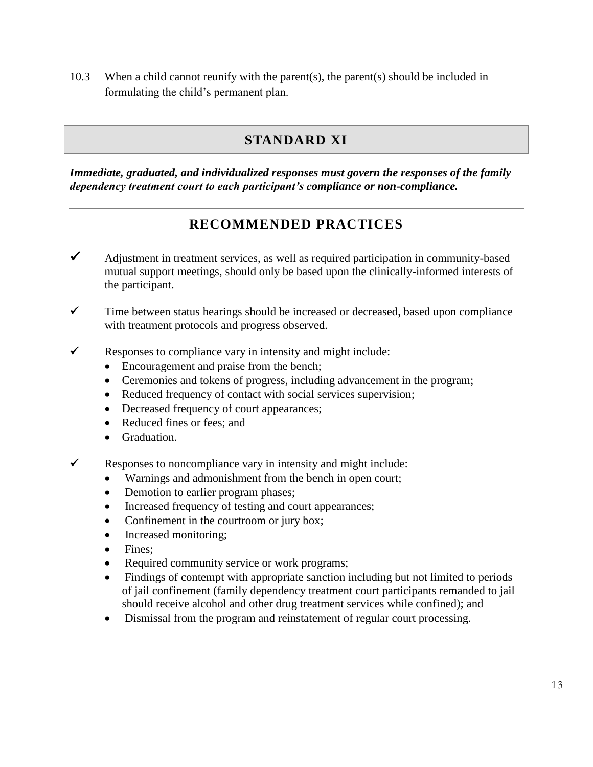10.3 When a child cannot reunify with the parent(s), the parent(s) should be included in formulating the child's permanent plan.

## STANDARD XI

***Immediate, graduated, and individualized responses must govern the responses of the family dependency treatment court to each participant's compliance or non-compliance.***

## RECOMMENDED PRACTICES

✓ Adjustment in treatment services, as well as required participation in community-based mutual support meetings, should only be based upon the clinically-informed interests of the participant.

✓ Time between status hearings should be increased or decreased, based upon compliance with treatment protocols and progress observed.

✓ Responses to compliance vary in intensity and might include:
- Encouragement and praise from the bench;
- Ceremonies and tokens of progress, including advancement in the program;
- Reduced frequency of contact with social services supervision;
- Decreased frequency of court appearances;
- Reduced fines or fees; and
- Graduation.

✓ Responses to noncompliance vary in intensity and might include:
- Warnings and admonishment from the bench in open court;
- Demotion to earlier program phases;
- Increased frequency of testing and court appearances;
- Confinement in the courtroom or jury box;
- Increased monitoring;
- Fines;
- Required community service or work programs;
- Findings of contempt with appropriate sanction including but not limited to periods of jail confinement (family dependency treatment court participants remanded to jail should receive alcohol and other drug treatment services while confined); and
- Dismissal from the program and reinstatement of regular court processing.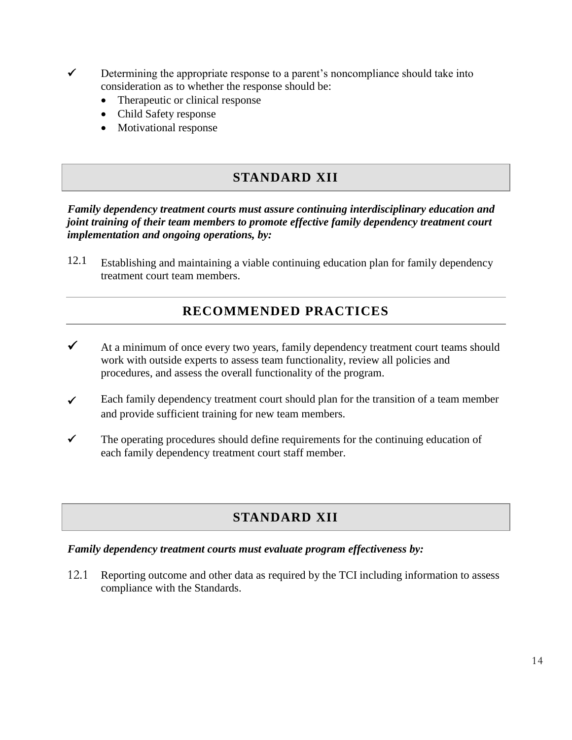- ✓ Determining the appropriate response to a parent's noncompliance should take into consideration as to whether the response should be:
  - Therapeutic or clinical response
  - Child Safety response
  - Motivational response

## STANDARD XII

***Family dependency treatment courts must assure continuing interdisciplinary education and joint training of their team members to promote effective family dependency treatment court implementation and ongoing operations, by:***

12.1 Establishing and maintaining a viable continuing education plan for family dependency treatment court team members.

## RECOMMENDED PRACTICES

- ✓ At a minimum of once every two years, family dependency treatment court teams should work with outside experts to assess team functionality, review all policies and procedures, and assess the overall functionality of the program.

- ✓ Each family dependency treatment court should plan for the transition of a team member and provide sufficient training for new team members.

- ✓ The operating procedures should define requirements for the continuing education of each family dependency treatment court staff member.

## STANDARD XII

***Family dependency treatment courts must evaluate program effectiveness by:***

12.1 Reporting outcome and other data as required by the TCI including information to assess compliance with the Standards.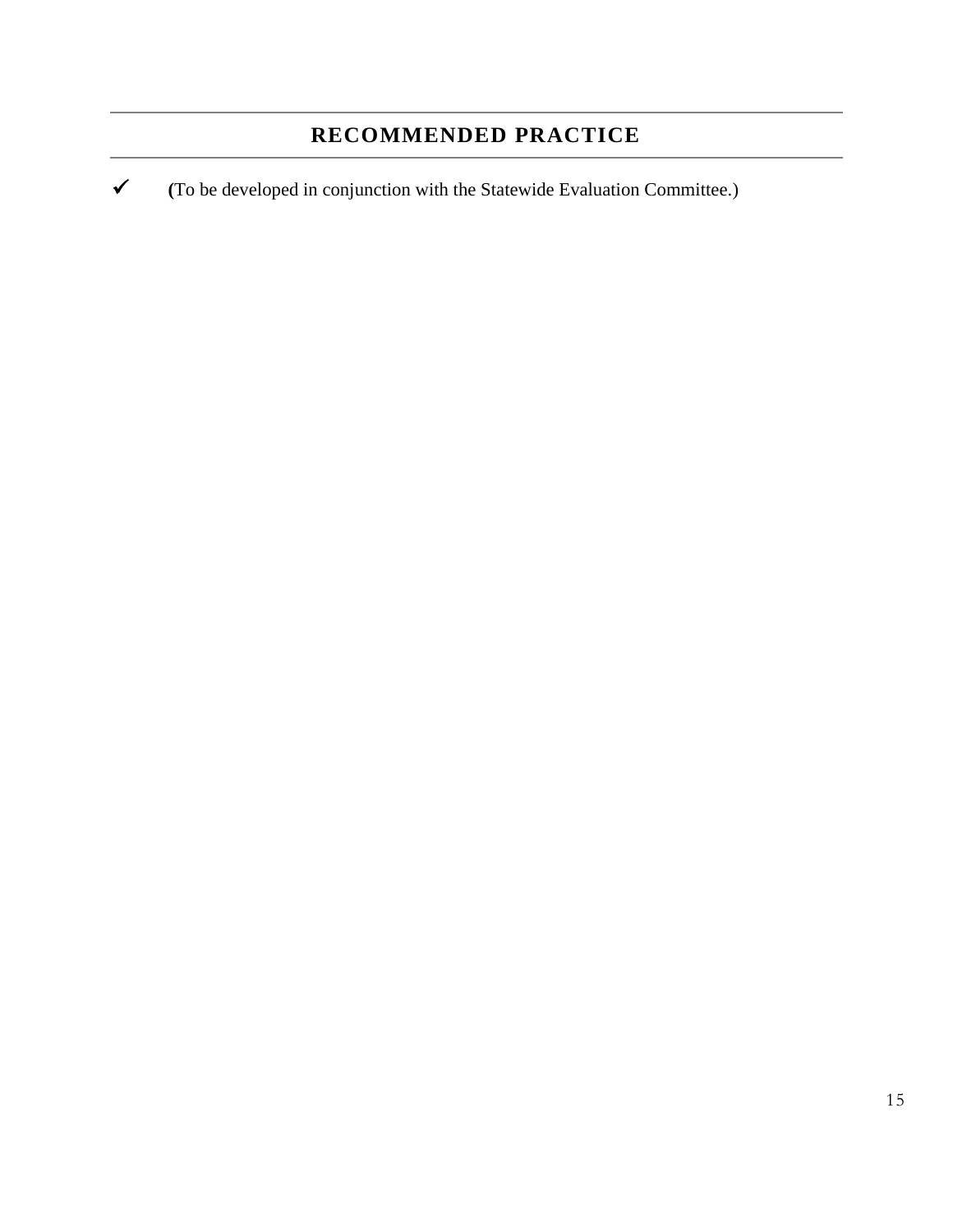## RECOMMENDED PRACTICE

- ✓ **(**To be developed in conjunction with the Statewide Evaluation Committee.)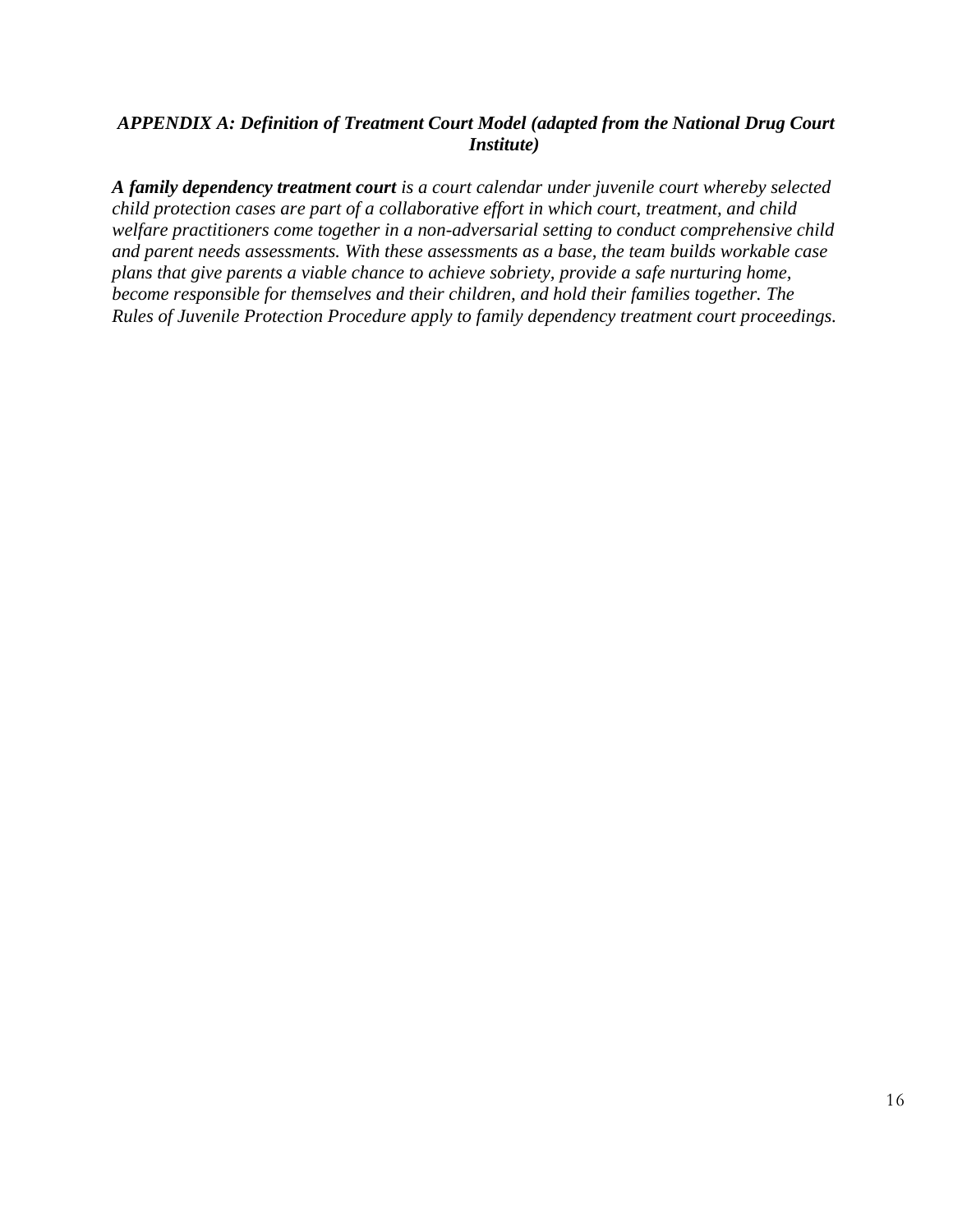## *APPENDIX A: Definition of Treatment Court Model (adapted from the National Drug Court Institute)*

***A family dependency treatment court*** *is a court calendar under juvenile court whereby selected child protection cases are part of a collaborative effort in which court, treatment, and child welfare practitioners come together in a non-adversarial setting to conduct comprehensive child and parent needs assessments. With these assessments as a base, the team builds workable case plans that give parents a viable chance to achieve sobriety, provide a safe nurturing home, become responsible for themselves and their children, and hold their families together. The Rules of Juvenile Protection Procedure apply to family dependency treatment court proceedings.*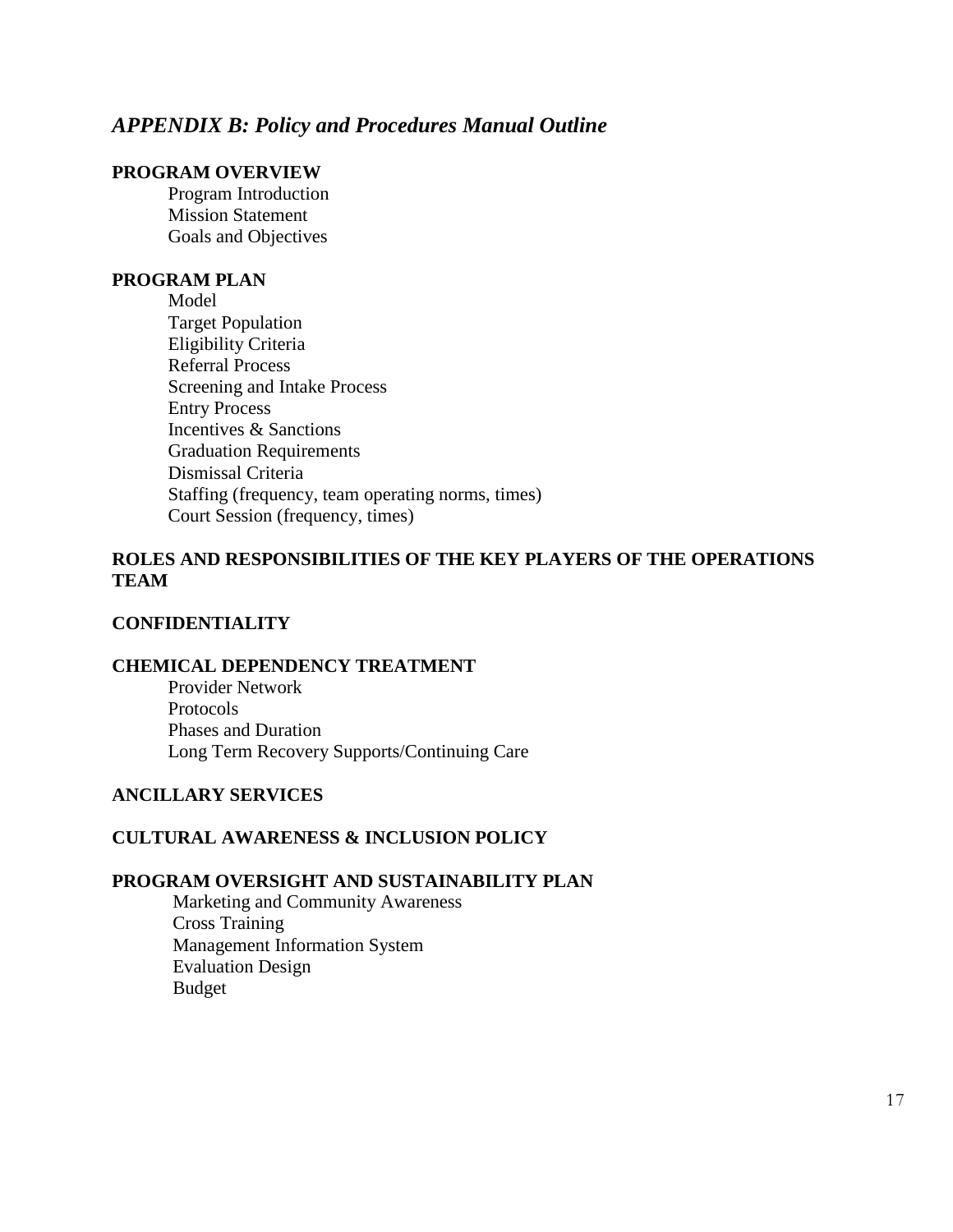## *APPENDIX B: Policy and Procedures Manual Outline*

**PROGRAM OVERVIEW**

- Program Introduction
- Mission Statement
- Goals and Objectives

**PROGRAM PLAN**

- Model
- Target Population
- Eligibility Criteria
- Referral Process
- Screening and Intake Process
- Entry Process
- Incentives & Sanctions
- Graduation Requirements
- Dismissal Criteria
- Staffing (frequency, team operating norms, times)
- Court Session (frequency, times)

**ROLES AND RESPONSIBILITIES OF THE KEY PLAYERS OF THE OPERATIONS TEAM**

**CONFIDENTIALITY**

**CHEMICAL DEPENDENCY TREATMENT**

- Provider Network
- Protocols
- Phases and Duration
- Long Term Recovery Supports/Continuing Care

**ANCILLARY SERVICES**

**CULTURAL AWARENESS & INCLUSION POLICY**

**PROGRAM OVERSIGHT AND SUSTAINABILITY PLAN**

- Marketing and Community Awareness
- Cross Training
- Management Information System
- Evaluation Design
- Budget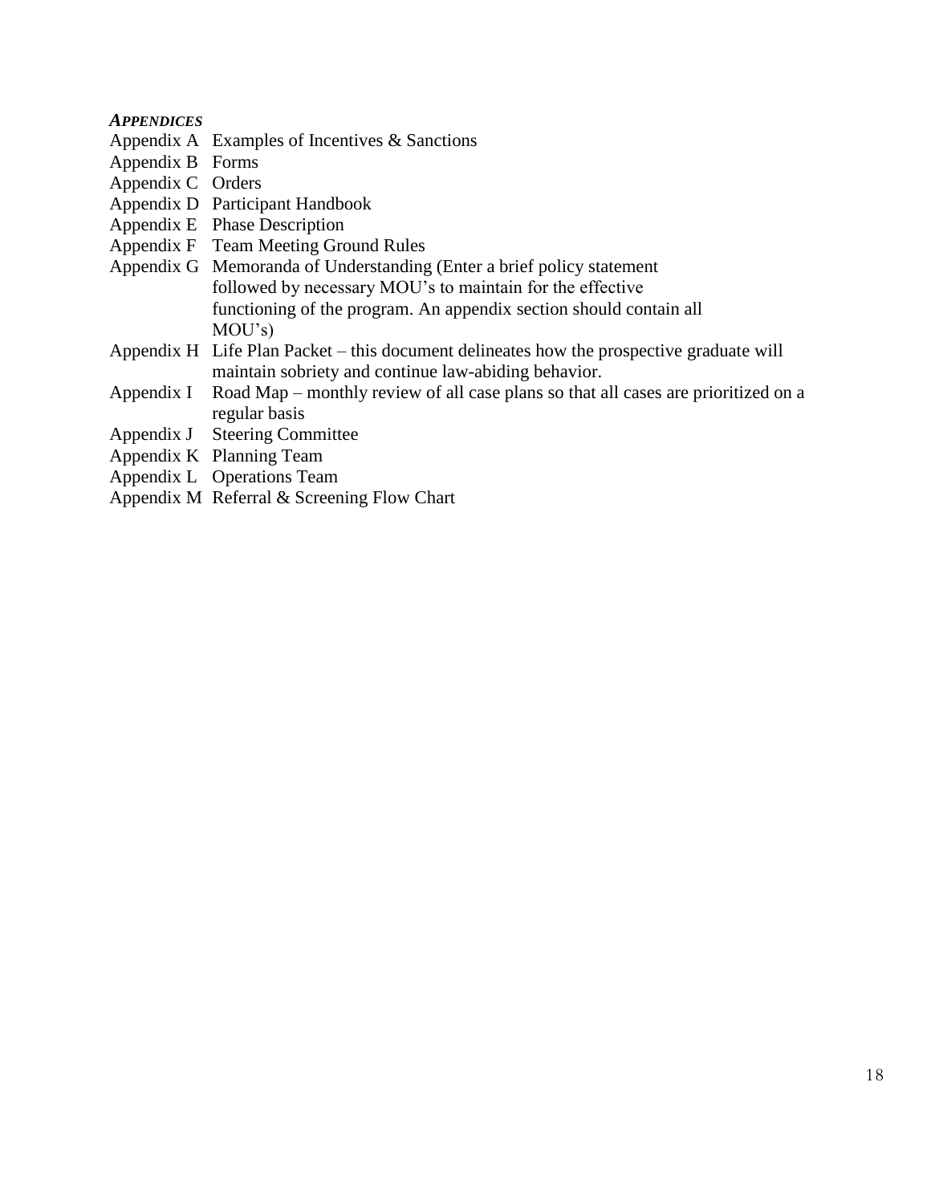***APPENDICES***

| | |
|---|---|
| Appendix A | Examples of Incentives & Sanctions |
| Appendix B | Forms |
| Appendix C | Orders |
| Appendix D | Participant Handbook |
| Appendix E | Phase Description |
| Appendix F | Team Meeting Ground Rules |
| Appendix G | Memoranda of Understanding (Enter a brief policy statement followed by necessary MOU's to maintain for the effective functioning of the program. An appendix section should contain all MOU's) |
| Appendix H | Life Plan Packet – this document delineates how the prospective graduate will maintain sobriety and continue law-abiding behavior. |
| Appendix I | Road Map – monthly review of all case plans so that all cases are prioritized on a regular basis |
| Appendix J | Steering Committee |
| Appendix K | Planning Team |
| Appendix L | Operations Team |
| Appendix M | Referral & Screening Flow Chart |